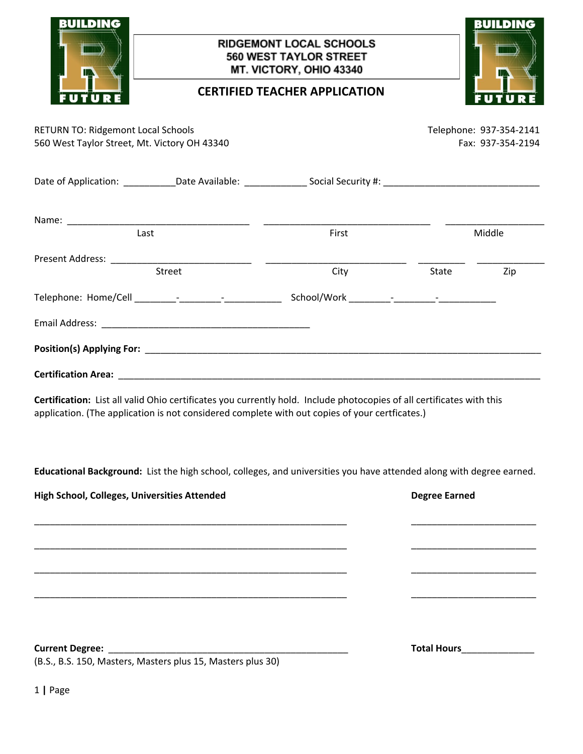BUILDING FUTURE

**RIDGEMONT LOCAL SCHOOLS**
**560 WEST TAYLOR STREET**
**MT. VICTORY, OHIO 43340**

# CERTIFIED TEACHER APPLICATION

RETURN TO: Ridgemont Local Schools
560 West Taylor Street, Mt. Victory OH 43340

Telephone: 937-354-2141
Fax: 937-354-2194

Date of Application: __________ Date Available: ____________ Social Security #: ______________________________

Name: ____________________________________ ________________________________ ___________________
Last First Middle

Present Address: ___________________________ ___________________________ _________ ____________
Street City State Zip

Telephone: Home/Cell ________-________-___________ School/Work ________-________-___________

Email Address: ________________________________________

**Position(s) Applying For:** ____________________________________________________________________________

**Certification Area:** ____________________________________________________________________________

**Certification:** List all valid Ohio certificates you currently hold. Include photocopies of all certificates with this application. (The application is not considered complete with out copies of your certficates.)

**Educational Background:** List the high school, colleges, and universities you have attended along with degree earned.

| High School, Colleges, Universities Attended | Degree Earned |
|---|---|
| ____________________________________________________________ | ________________________ |
| ____________________________________________________________ | ________________________ |
| ____________________________________________________________ | ________________________ |
| ____________________________________________________________ | ________________________ |

**Current Degree:** _______________________________________________ **Total Hours**______________
(B.S., B.S. 150, Masters, Masters plus 15, Masters plus 30)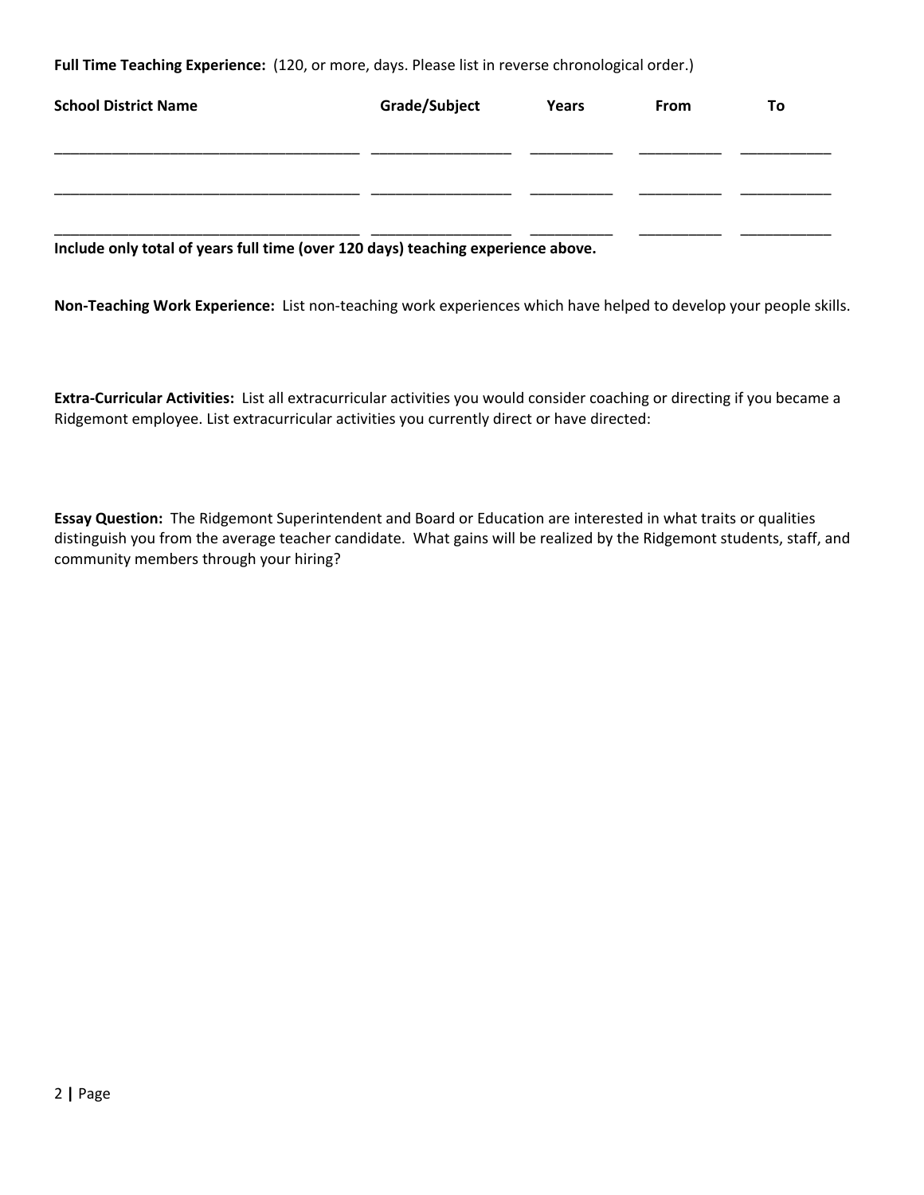**Full Time Teaching Experience:** (120, or more, days. Please list in reverse chronological order.)

| School District Name | Grade/Subject | Years | From | To |
|---|---|---|---|---|
| | | | | |
| | | | | |
| | | | | |

**Include only total of years full time (over 120 days) teaching experience above.**

**Non-Teaching Work Experience:** List non-teaching work experiences which have helped to develop your people skills.

**Extra-Curricular Activities:** List all extracurricular activities you would consider coaching or directing if you became a Ridgemont employee. List extracurricular activities you currently direct or have directed:

**Essay Question:** The Ridgemont Superintendent and Board or Education are interested in what traits or qualities distinguish you from the average teacher candidate. What gains will be realized by the Ridgemont students, staff, and community members through your hiring?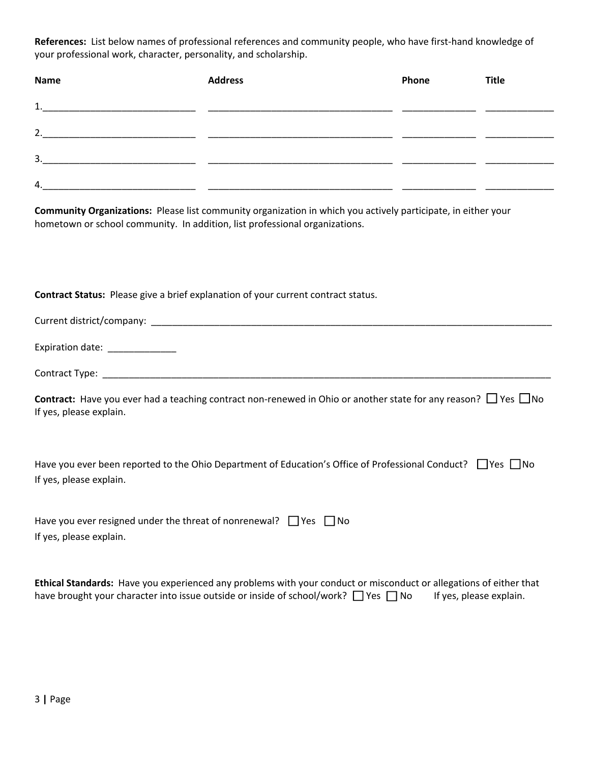**References:** List below names of professional references and community people, who have first-hand knowledge of your professional work, character, personality, and scholarship.

| Name | Address | Phone | Title |
|---|---|---|---|
| 1.______________________________ | ____________________________________ | ______________ | _____________ |
| 2.______________________________ | ____________________________________ | ______________ | _____________ |
| 3.______________________________ | ____________________________________ | ______________ | _____________ |
| 4.______________________________ | ____________________________________ | ______________ | _____________ |

**Community Organizations:** Please list community organization in which you actively participate, in either your hometown or school community. In addition, list professional organizations.

**Contract Status:** Please give a brief explanation of your current contract status.

Current district/company: ________________________________________________________________________________

Expiration date: _____________

Contract Type: ___________________________________________________________________________________________

**Contract:** Have you ever had a teaching contract non-renewed in Ohio or another state for any reason? ☐ Yes ☐ No
If yes, please explain.

Have you ever been reported to the Ohio Department of Education's Office of Professional Conduct? ☐ Yes ☐ No
If yes, please explain.

Have you ever resigned under the threat of nonrenewal? ☐ Yes ☐ No
If yes, please explain.

**Ethical Standards:** Have you experienced any problems with your conduct or misconduct or allegations of either that have brought your character into issue outside or inside of school/work? ☐ Yes ☐ No If yes, please explain.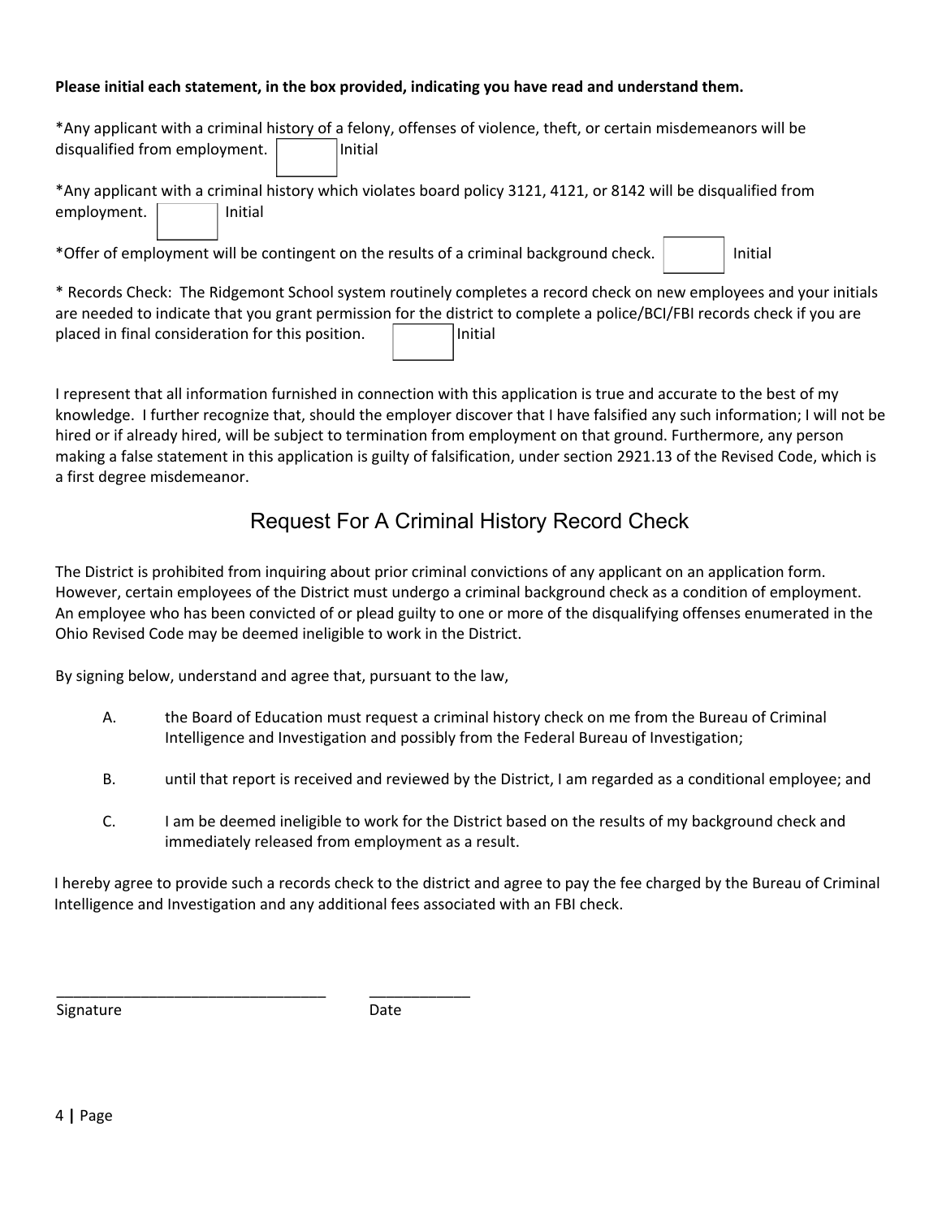**Please initial each statement, in the box provided, indicating you have read and understand them.**

*Any applicant with a criminal history of a felony, offenses of violence, theft, or certain misdemeanors will be disqualified from employment. ☐ Initial

*Any applicant with a criminal history which violates board policy 3121, 4121, or 8142 will be disqualified from employment. ☐ Initial

*Offer of employment will be contingent on the results of a criminal background check. ☐ Initial

* Records Check: The Ridgemont School system routinely completes a record check on new employees and your initials are needed to indicate that you grant permission for the district to complete a police/BCI/FBI records check if you are placed in final consideration for this position. ☐ Initial

I represent that all information furnished in connection with this application is true and accurate to the best of my knowledge. I further recognize that, should the employer discover that I have falsified any such information; I will not be hired or if already hired, will be subject to termination from employment on that ground. Furthermore, any person making a false statement in this application is guilty of falsification, under section 2921.13 of the Revised Code, which is a first degree misdemeanor.

## Request For A Criminal History Record Check

The District is prohibited from inquiring about prior criminal convictions of any applicant on an application form. However, certain employees of the District must undergo a criminal background check as a condition of employment. An employee who has been convicted of or plead guilty to one or more of the disqualifying offenses enumerated in the Ohio Revised Code may be deemed ineligible to work in the District.

By signing below, understand and agree that, pursuant to the law,

A. the Board of Education must request a criminal history check on me from the Bureau of Criminal Intelligence and Investigation and possibly from the Federal Bureau of Investigation;

B. until that report is received and reviewed by the District, I am regarded as a conditional employee; and

C. I am be deemed ineligible to work for the District based on the results of my background check and immediately released from employment as a result.

I hereby agree to provide such a records check to the district and agree to pay the fee charged by the Bureau of Criminal Intelligence and Investigation and any additional fees associated with an FBI check.

________________________________ ____________

Signature Date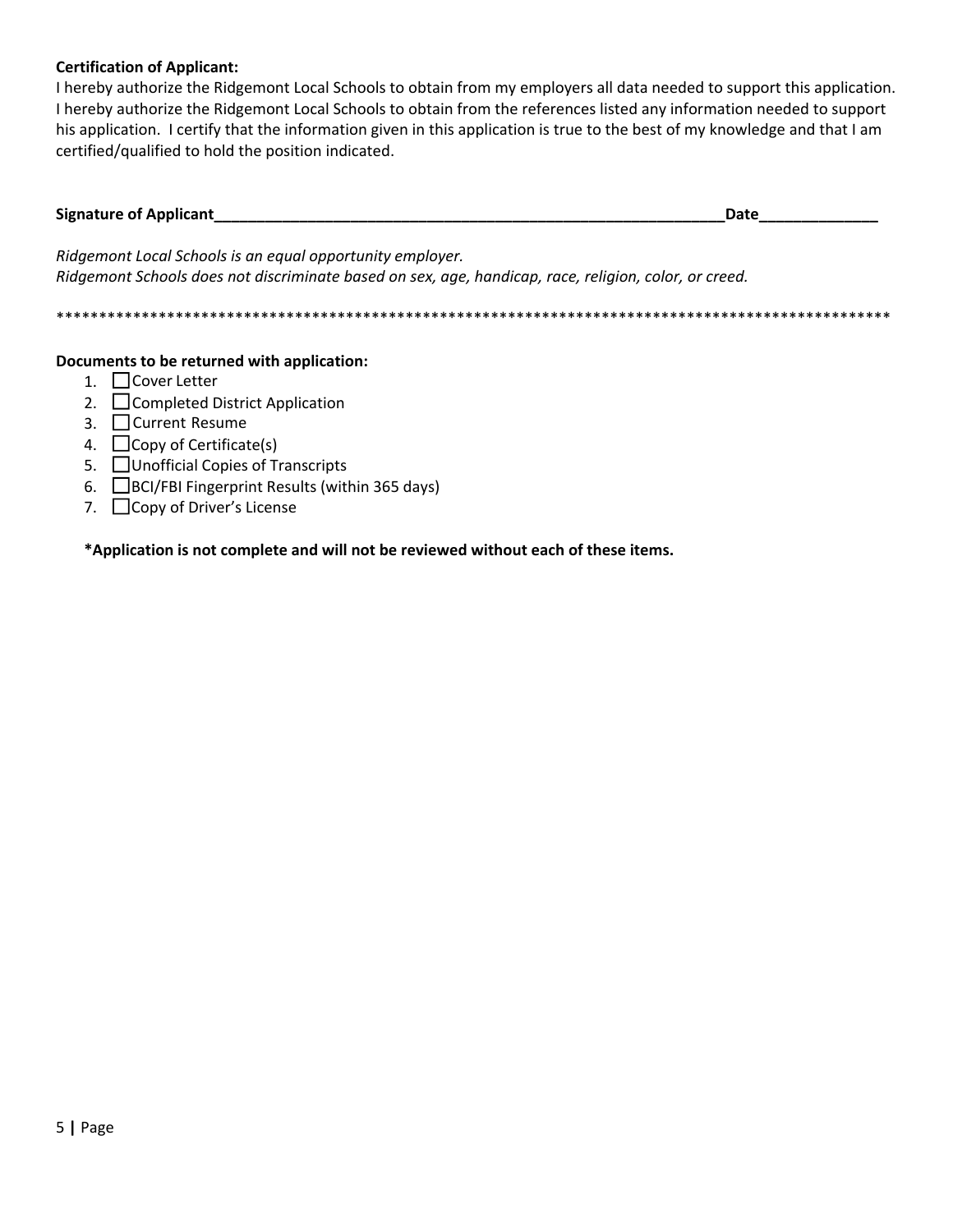**Certification of Applicant:**
I hereby authorize the Ridgemont Local Schools to obtain from my employers all data needed to support this application. I hereby authorize the Ridgemont Local Schools to obtain from the references listed any information needed to support his application. I certify that the information given in this application is true to the best of my knowledge and that I am certified/qualified to hold the position indicated.

**Signature of Applicant**_______________________________________________________________**Date**______________

*Ridgemont Local Schools is an equal opportunity employer.*
*Ridgemont Schools does not discriminate based on sex, age, handicap, race, religion, color, or creed.*

****************************************************************************************************

**Documents to be returned with application:**

1. ☐ Cover Letter
2. ☐ Completed District Application
3. ☐ Current Resume
4. ☐ Copy of Certificate(s)
5. ☐ Unofficial Copies of Transcripts
6. ☐ BCI/FBI Fingerprint Results (within 365 days)
7. ☐ Copy of Driver's License

**\*Application is not complete and will not be reviewed without each of these items.**